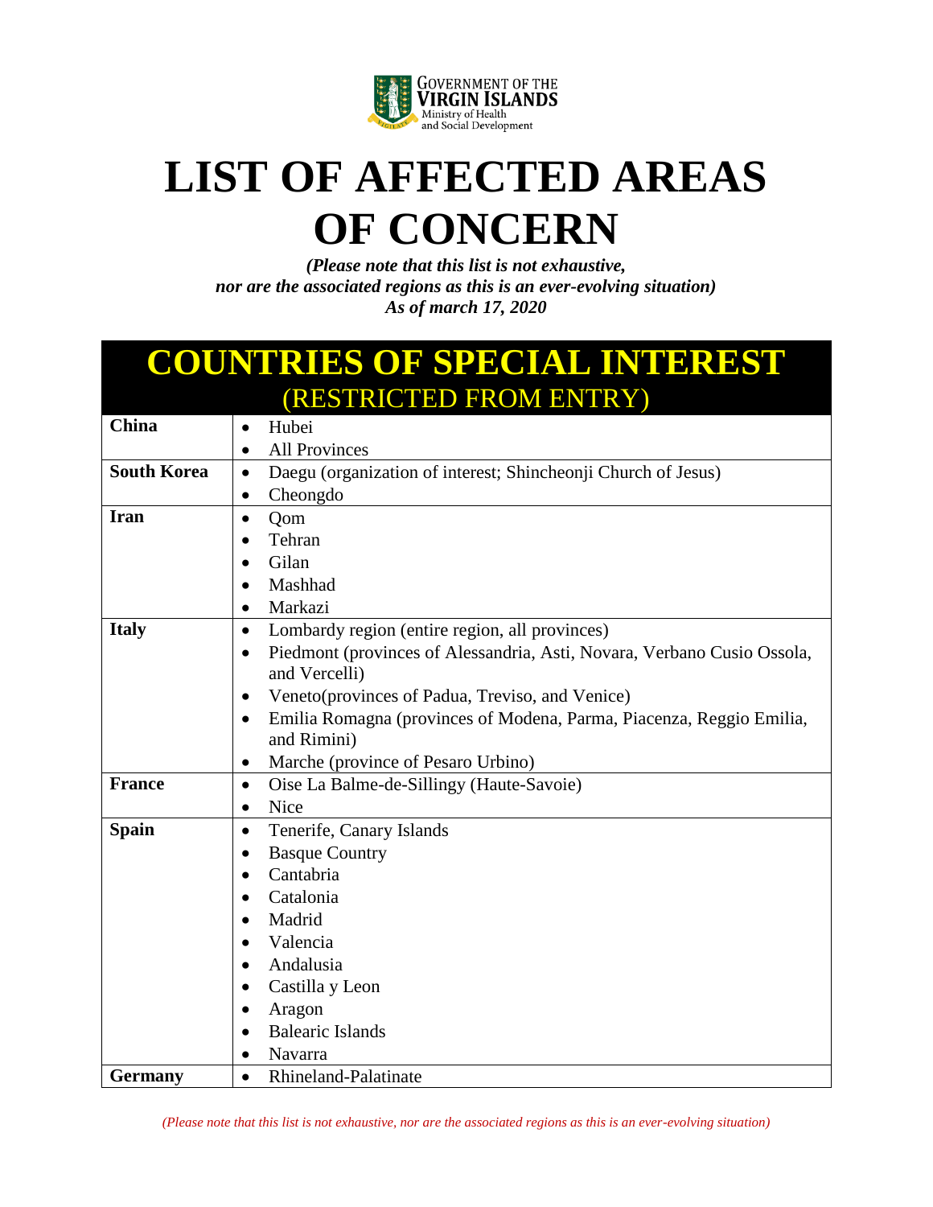GOVERNMENT OF THE
**VIRGIN ISLANDS**
Ministry of Health
and Social Development

# LIST OF AFFECTED AREAS OF CONCERN

***(Please note that this list is not exhaustive,***
***nor are the associated regions as this is an ever-evolving situation)***
***As of march 17, 2020***

## COUNTRIES OF SPECIAL INTEREST
## (RESTRICTED FROM ENTRY)

| | |
|---|---|
| **China** | • Hubei<br>• All Provinces |
| **South Korea** | • Daegu (organization of interest; Shincheonji Church of Jesus)<br>• Cheongdo |
| **Iran** | • Qom<br>• Tehran<br>• Gilan<br>• Mashhad<br>• Markazi |
| **Italy** | • Lombardy region (entire region, all provinces)<br>• Piedmont (provinces of Alessandria, Asti, Novara, Verbano Cusio Ossola, and Vercelli)<br>• Veneto(provinces of Padua, Treviso, and Venice)<br>• Emilia Romagna (provinces of Modena, Parma, Piacenza, Reggio Emilia, and Rimini)<br>• Marche (province of Pesaro Urbino) |
| **France** | • Oise La Balme-de-Sillingy (Haute-Savoie)<br>• Nice |
| **Spain** | • Tenerife, Canary Islands<br>• Basque Country<br>• Cantabria<br>• Catalonia<br>• Madrid<br>• Valencia<br>• Andalusia<br>• Castilla y Leon<br>• Aragon<br>• Balearic Islands<br>• Navarra |
| **Germany** | • Rhineland-Palatinate |

*(Please note that this list is not exhaustive, nor are the associated regions as this is an ever-evolving situation)*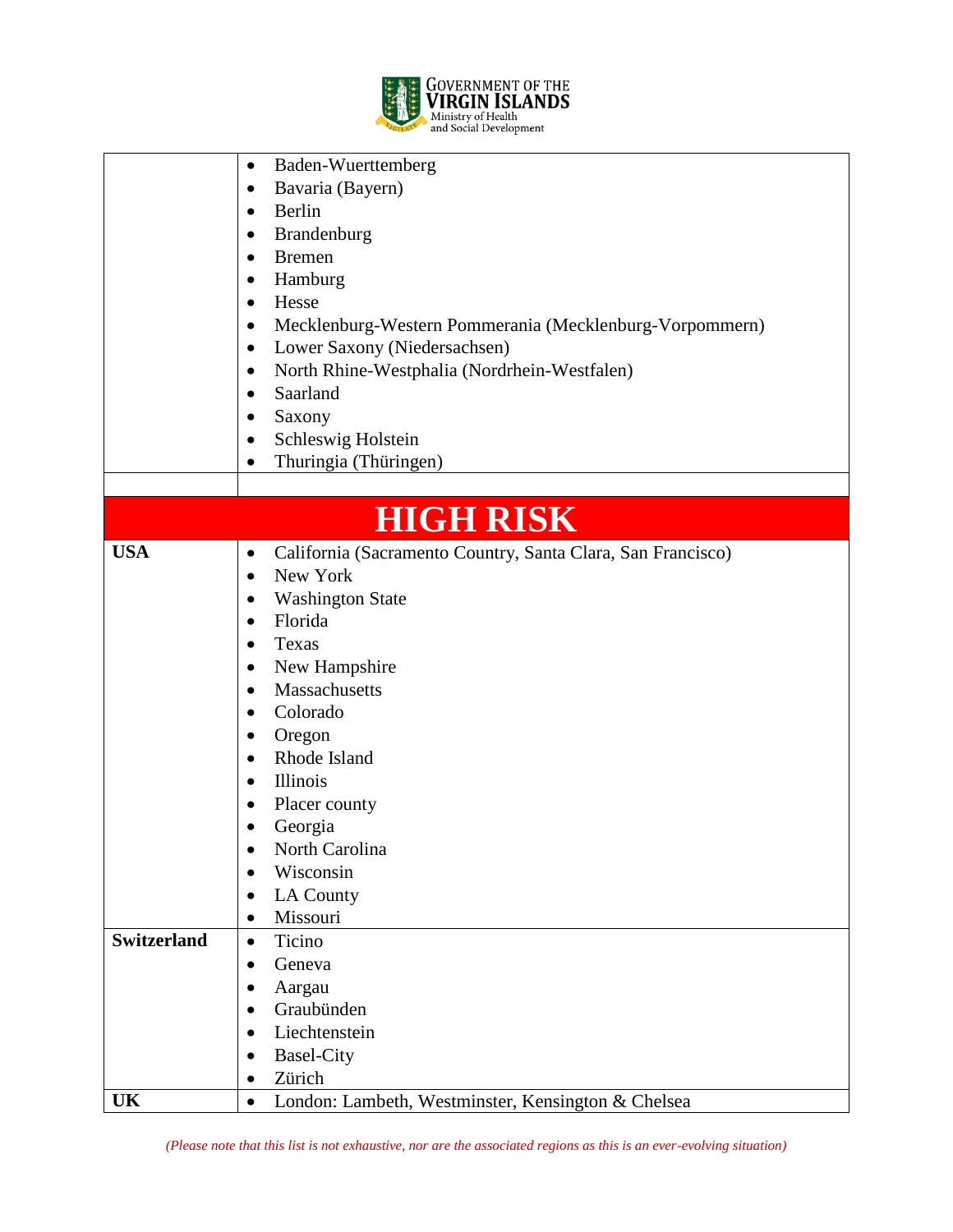| | |
|---|---|
| | • Baden-Wuerttemberg<br>• Bavaria (Bayern)<br>• Berlin<br>• Brandenburg<br>• Bremen<br>• Hamburg<br>• Hesse<br>• Mecklenburg-Western Pommerania (Mecklenburg-Vorpommern)<br>• Lower Saxony (Niedersachsen)<br>• North Rhine-Westphalia (Nordrhein-Westfalen)<br>• Saarland<br>• Saxony<br>• Schleswig Holstein<br>• Thuringia (Thüringen) |
| | |
| **HIGH RISK** | |
| **USA** | • California (Sacramento Country, Santa Clara, San Francisco)<br>• New York<br>• Washington State<br>• Florida<br>• Texas<br>• New Hampshire<br>• Massachusetts<br>• Colorado<br>• Oregon<br>• Rhode Island<br>• Illinois<br>• Placer county<br>• Georgia<br>• North Carolina<br>• Wisconsin<br>• LA County<br>• Missouri |
| **Switzerland** | • Ticino<br>• Geneva<br>• Aargau<br>• Graubünden<br>• Liechtenstein<br>• Basel-City<br>• Zürich |
| **UK** | • London: Lambeth, Westminster, Kensington & Chelsea |

*(Please note that this list is not exhaustive, nor are the associated regions as this is an ever-evolving situation)*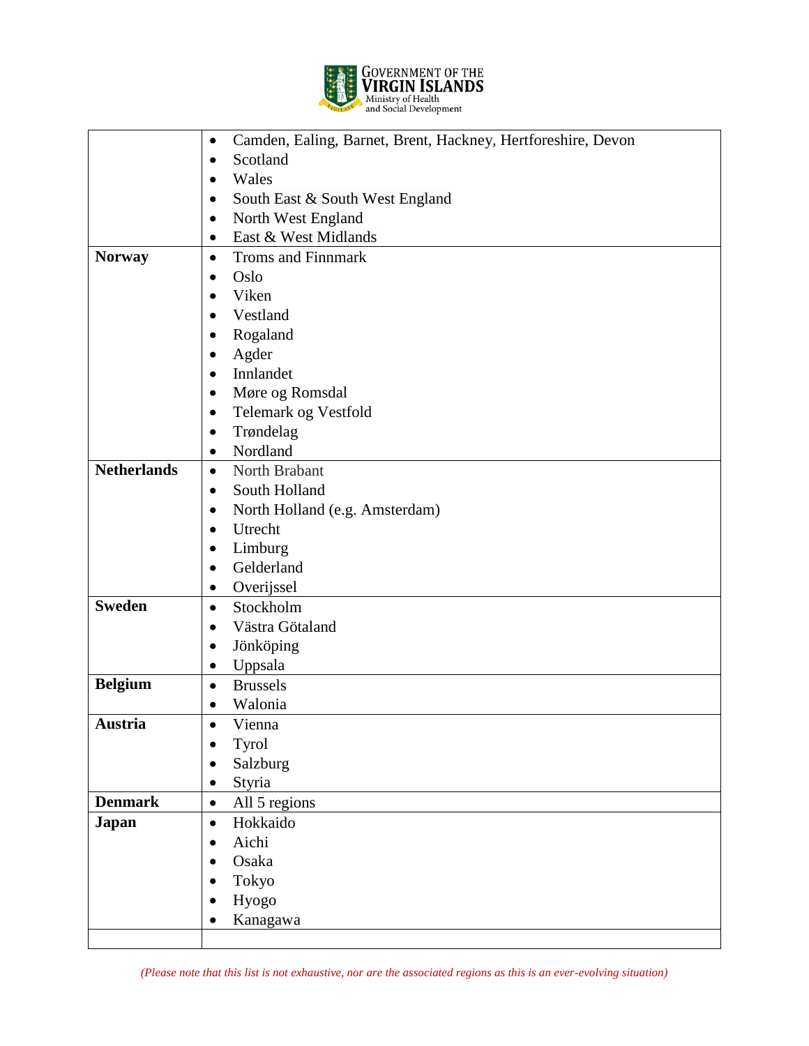| | |
|---|---|
| | • Camden, Ealing, Barnet, Brent, Hackney, Hertforeshire, Devon<br>• Scotland<br>• Wales<br>• South East & South West England<br>• North West England<br>• East & West Midlands |
| **Norway** | • Troms and Finnmark<br>• Oslo<br>• Viken<br>• Vestland<br>• Rogaland<br>• Agder<br>• Innlandet<br>• Møre og Romsdal<br>• Telemark og Vestfold<br>• Trøndelag<br>• Nordland |
| **Netherlands** | • North Brabant<br>• South Holland<br>• North Holland (e.g. Amsterdam)<br>• Utrecht<br>• Limburg<br>• Gelderland<br>• Overijssel |
| **Sweden** | • Stockholm<br>• Västra Götaland<br>• Jönköping<br>• Uppsala |
| **Belgium** | • Brussels<br>• Walonia |
| **Austria** | • Vienna<br>• Tyrol<br>• Salzburg<br>• Styria |
| **Denmark** | • All 5 regions |
| **Japan** | • Hokkaido<br>• Aichi<br>• Osaka<br>• Tokyo<br>• Hyogo<br>• Kanagawa |
| | |

*(Please note that this list is not exhaustive, nor are the associated regions as this is an ever-evolving situation)*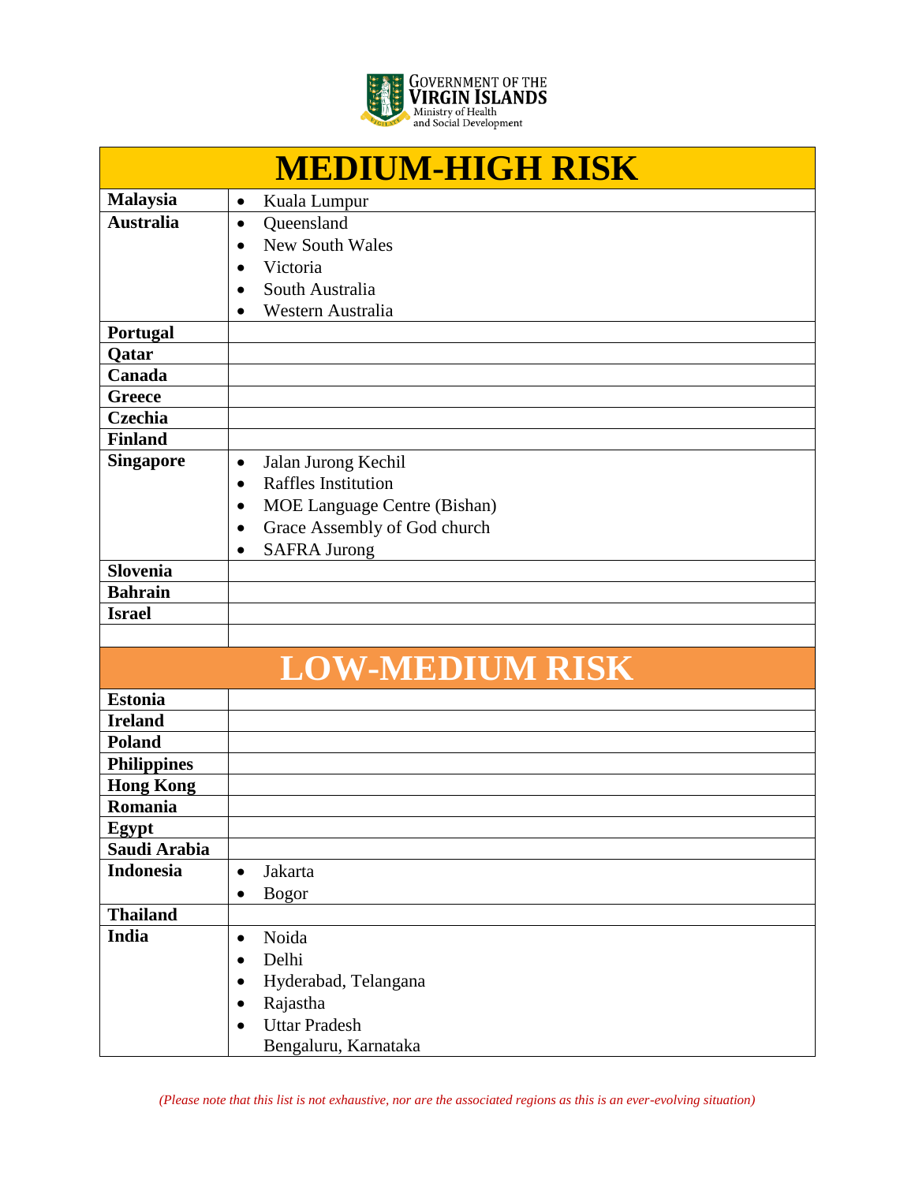GOVERNMENT OF THE VIRGIN ISLANDS
Ministry of Health and Social Development

| | |
|---|---|
| **MEDIUM-HIGH RISK** | |
| **Malaysia** | • Kuala Lumpur |
| **Australia** | • Queensland<br>• New South Wales<br>• Victoria<br>• South Australia<br>• Western Australia |
| **Portugal** | |
| **Qatar** | |
| **Canada** | |
| **Greece** | |
| **Czechia** | |
| **Finland** | |
| **Singapore** | • Jalan Jurong Kechil<br>• Raffles Institution<br>• MOE Language Centre (Bishan)<br>• Grace Assembly of God church<br>• SAFRA Jurong |
| **Slovenia** | |
| **Bahrain** | |
| **Israel** | |
| | |
| **LOW-MEDIUM RISK** | |
| **Estonia** | |
| **Ireland** | |
| **Poland** | |
| **Philippines** | |
| **Hong Kong** | |
| **Romania** | |
| **Egypt** | |
| **Saudi Arabia** | |
| **Indonesia** | • Jakarta<br>• Bogor |
| **Thailand** | |
| **India** | • Noida<br>• Delhi<br>• Hyderabad, Telangana<br>• Rajastha<br>• Uttar Pradesh<br>Bengaluru, Karnataka |

*(Please note that this list is not exhaustive, nor are the associated regions as this is an ever-evolving situation)*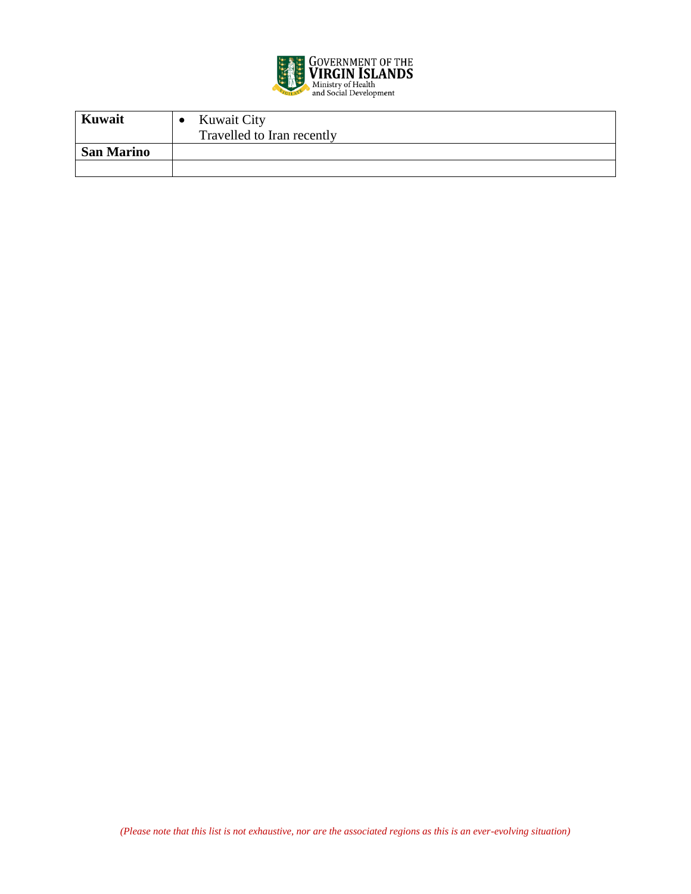| | |
|---|---|
| **Kuwait** | • Kuwait City<br>Travelled to Iran recently |
| **San Marino** | |
| | |

*(Please note that this list is not exhaustive, nor are the associated regions as this is an ever-evolving situation)*